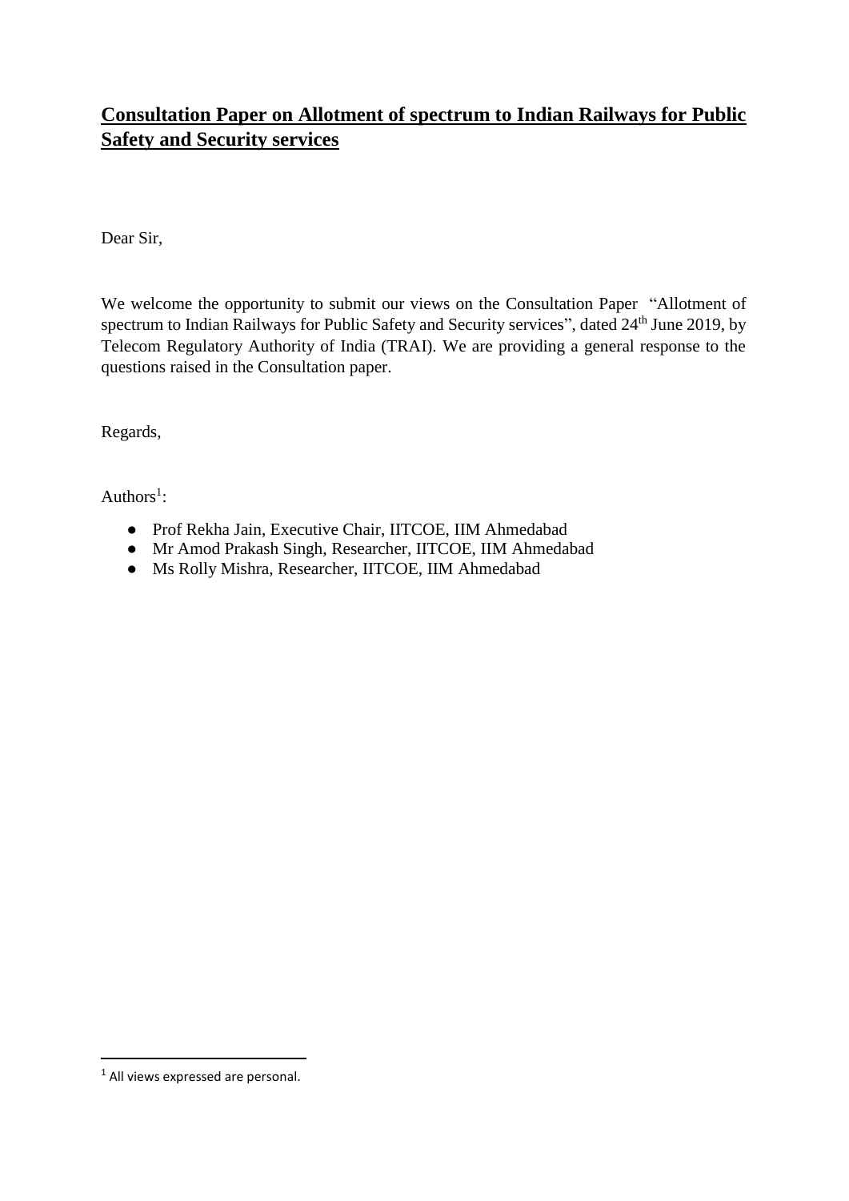# **Consultation Paper on Allotment of spectrum to Indian Railways for Public Safety and Security services**

Dear Sir,

We welcome the opportunity to submit our views on the Consultation Paper "Allotment of spectrum to Indian Railways for Public Safety and Security services", dated 24th June 2019, by Telecom Regulatory Authority of India (TRAI). We are providing a general response to the questions raised in the Consultation paper.

Regards,

Authors[1]:

- Prof Rekha Jain, Executive Chair, IITCOE, IIM Ahmedabad
- Mr Amod Prakash Singh, Researcher, IITCOE, IIM Ahmedabad
- Ms Rolly Mishra, Researcher, IITCOE, IIM Ahmedabad

---

[1] All views expressed are personal.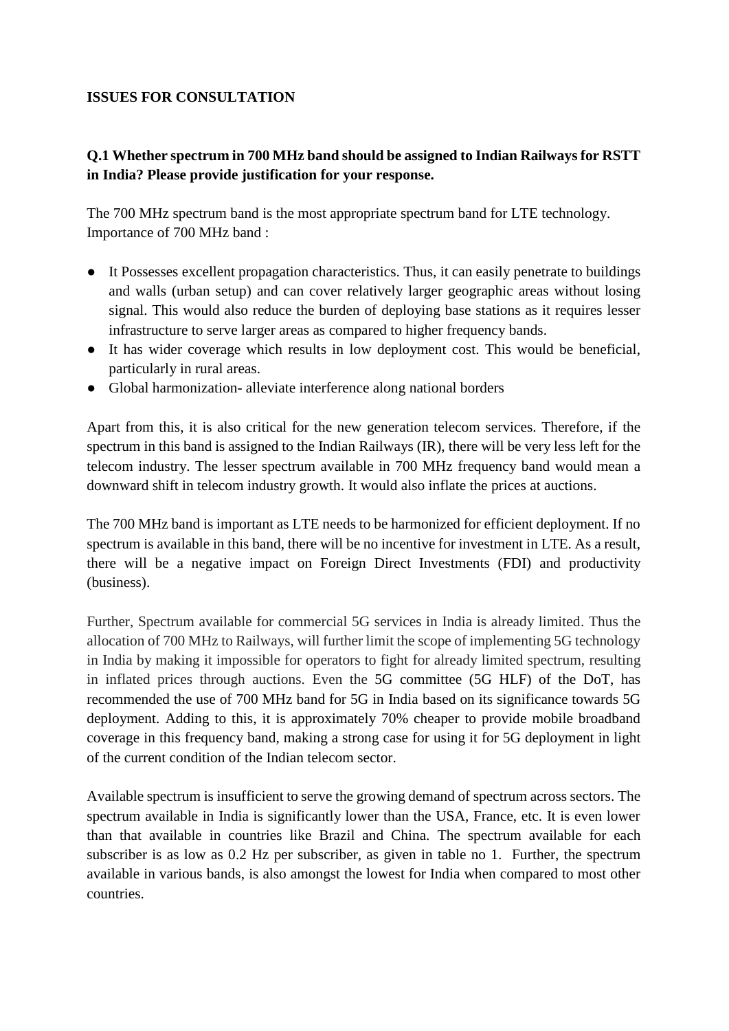**ISSUES FOR CONSULTATION**

**Q.1 Whether spectrum in 700 MHz band should be assigned to Indian Railways for RSTT in India? Please provide justification for your response.**

The 700 MHz spectrum band is the most appropriate spectrum band for LTE technology. Importance of 700 MHz band :

- It Possesses excellent propagation characteristics. Thus, it can easily penetrate to buildings and walls (urban setup) and can cover relatively larger geographic areas without losing signal. This would also reduce the burden of deploying base stations as it requires lesser infrastructure to serve larger areas as compared to higher frequency bands.
- It has wider coverage which results in low deployment cost. This would be beneficial, particularly in rural areas.
- Global harmonization- alleviate interference along national borders

Apart from this, it is also critical for the new generation telecom services. Therefore, if the spectrum in this band is assigned to the Indian Railways (IR), there will be very less left for the telecom industry. The lesser spectrum available in 700 MHz frequency band would mean a downward shift in telecom industry growth. It would also inflate the prices at auctions.

The 700 MHz band is important as LTE needs to be harmonized for efficient deployment. If no spectrum is available in this band, there will be no incentive for investment in LTE. As a result, there will be a negative impact on Foreign Direct Investments (FDI) and productivity (business).

Further, Spectrum available for commercial 5G services in India is already limited. Thus the allocation of 700 MHz to Railways, will further limit the scope of implementing 5G technology in India by making it impossible for operators to fight for already limited spectrum, resulting in inflated prices through auctions. Even the 5G committee (5G HLF) of the DoT, has recommended the use of 700 MHz band for 5G in India based on its significance towards 5G deployment. Adding to this, it is approximately 70% cheaper to provide mobile broadband coverage in this frequency band, making a strong case for using it for 5G deployment in light of the current condition of the Indian telecom sector.

Available spectrum is insufficient to serve the growing demand of spectrum across sectors. The spectrum available in India is significantly lower than the USA, France, etc. It is even lower than that available in countries like Brazil and China. The spectrum available for each subscriber is as low as 0.2 Hz per subscriber, as given in table no 1. Further, the spectrum available in various bands, is also amongst the lowest for India when compared to most other countries.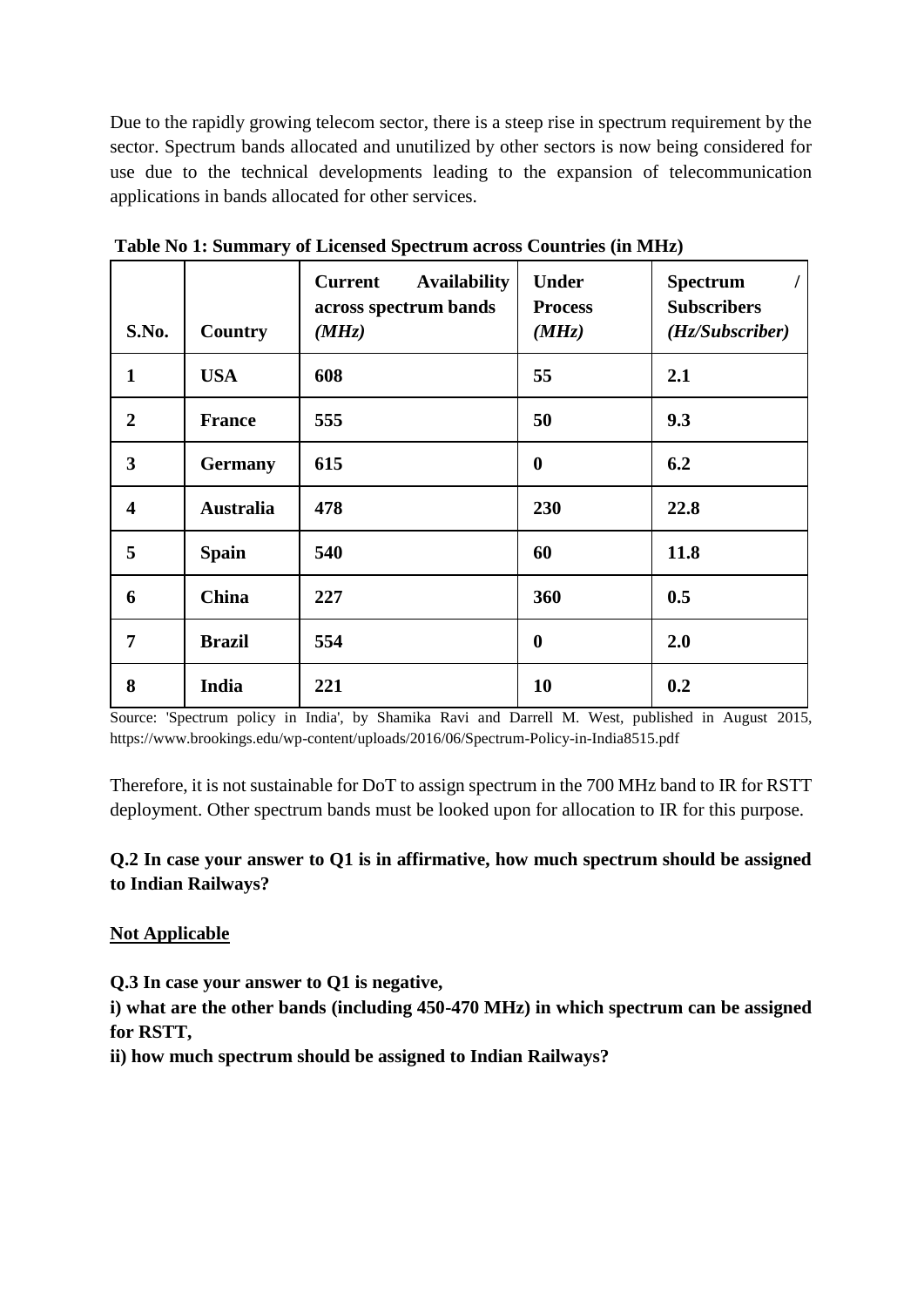Due to the rapidly growing telecom sector, there is a steep rise in spectrum requirement by the sector. Spectrum bands allocated and unutilized by other sectors is now being considered for use due to the technical developments leading to the expansion of telecommunication applications in bands allocated for other services.

**Table No 1: Summary of Licensed Spectrum across Countries (in MHz)**

| **S.No.** | **Country** | **Current Availability across spectrum bands *(MHz)*** | **Under Process *(MHz)*** | **Spectrum / Subscribers *(Hz/Subscriber)*** |
|---|---|---|---|---|
| **1** | **USA** | **608** | **55** | **2.1** |
| **2** | **France** | **555** | **50** | **9.3** |
| **3** | **Germany** | **615** | **0** | **6.2** |
| **4** | **Australia** | **478** | **230** | **22.8** |
| **5** | **Spain** | **540** | **60** | **11.8** |
| **6** | **China** | **227** | **360** | **0.5** |
| **7** | **Brazil** | **554** | **0** | **2.0** |
| **8** | **India** | **221** | **10** | **0.2** |

Source: 'Spectrum policy in India', by Shamika Ravi and Darrell M. West, published in August 2015, https://www.brookings.edu/wp-content/uploads/2016/06/Spectrum-Policy-in-India8515.pdf

Therefore, it is not sustainable for DoT to assign spectrum in the 700 MHz band to IR for RSTT deployment. Other spectrum bands must be looked upon for allocation to IR for this purpose.

**Q.2 In case your answer to Q1 is in affirmative, how much spectrum should be assigned to Indian Railways?**

**<u>Not Applicable</u>**

**Q.3 In case your answer to Q1 is negative,**

**i) what are the other bands (including 450-470 MHz) in which spectrum can be assigned for RSTT,**

**ii) how much spectrum should be assigned to Indian Railways?**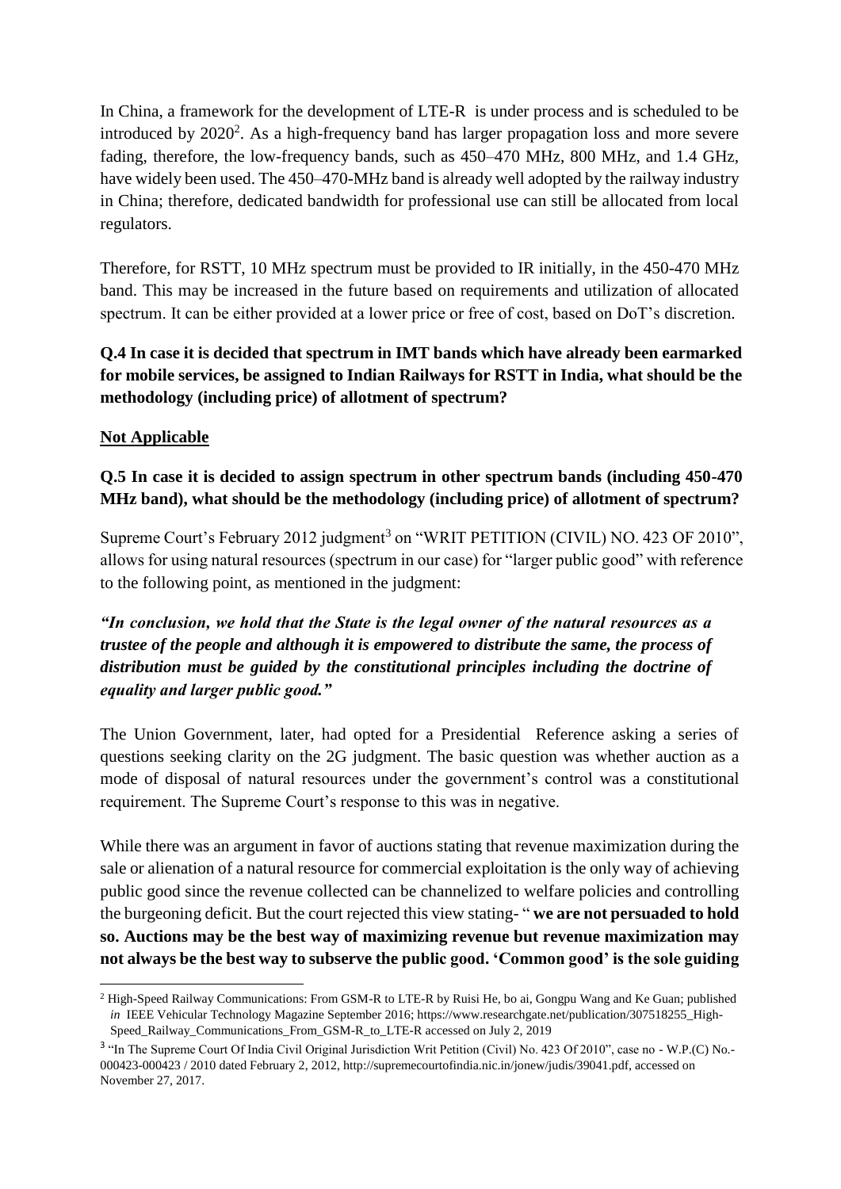In China, a framework for the development of LTE-R is under process and is scheduled to be introduced by 2020[2]. As a high-frequency band has larger propagation loss and more severe fading, therefore, the low-frequency bands, such as 450–470 MHz, 800 MHz, and 1.4 GHz, have widely been used. The 450–470-MHz band is already well adopted by the railway industry in China; therefore, dedicated bandwidth for professional use can still be allocated from local regulators.

Therefore, for RSTT, 10 MHz spectrum must be provided to IR initially, in the 450-470 MHz band. This may be increased in the future based on requirements and utilization of allocated spectrum. It can be either provided at a lower price or free of cost, based on DoT's discretion.

**Q.4 In case it is decided that spectrum in IMT bands which have already been earmarked for mobile services, be assigned to Indian Railways for RSTT in India, what should be the methodology (including price) of allotment of spectrum?**

**Not Applicable**

**Q.5 In case it is decided to assign spectrum in other spectrum bands (including 450-470 MHz band), what should be the methodology (including price) of allotment of spectrum?**

Supreme Court's February 2012 judgment[3] on "WRIT PETITION (CIVIL) NO. 423 OF 2010", allows for using natural resources (spectrum in our case) for "larger public good" with reference to the following point, as mentioned in the judgment:

***"In conclusion, we hold that the State is the legal owner of the natural resources as a trustee of the people and although it is empowered to distribute the same, the process of distribution must be guided by the constitutional principles including the doctrine of equality and larger public good."***

The Union Government, later, had opted for a Presidential Reference asking a series of questions seeking clarity on the 2G judgment. The basic question was whether auction as a mode of disposal of natural resources under the government's control was a constitutional requirement. The Supreme Court's response to this was in negative.

While there was an argument in favor of auctions stating that revenue maximization during the sale or alienation of a natural resource for commercial exploitation is the only way of achieving public good since the revenue collected can be channelized to welfare policies and controlling the burgeoning deficit. But the court rejected this view stating- " **we are not persuaded to hold so. Auctions may be the best way of maximizing revenue but revenue maximization may not always be the best way to subserve the public good. 'Common good' is the sole guiding**

---

[2] High-Speed Railway Communications: From GSM-R to LTE-R by Ruisi He, bo ai, Gongpu Wang and Ke Guan; published *in* IEEE Vehicular Technology Magazine September 2016; https://www.researchgate.net/publication/307518255_High-Speed_Railway_Communications_From_GSM-R_to_LTE-R accessed on July 2, 2019

[3] "In The Supreme Court Of India Civil Original Jurisdiction Writ Petition (Civil) No. 423 Of 2010", case no - W.P.(C) No.-000423-000423 / 2010 dated February 2, 2012, http://supremecourtofindia.nic.in/jonew/judis/39041.pdf, accessed on November 27, 2017.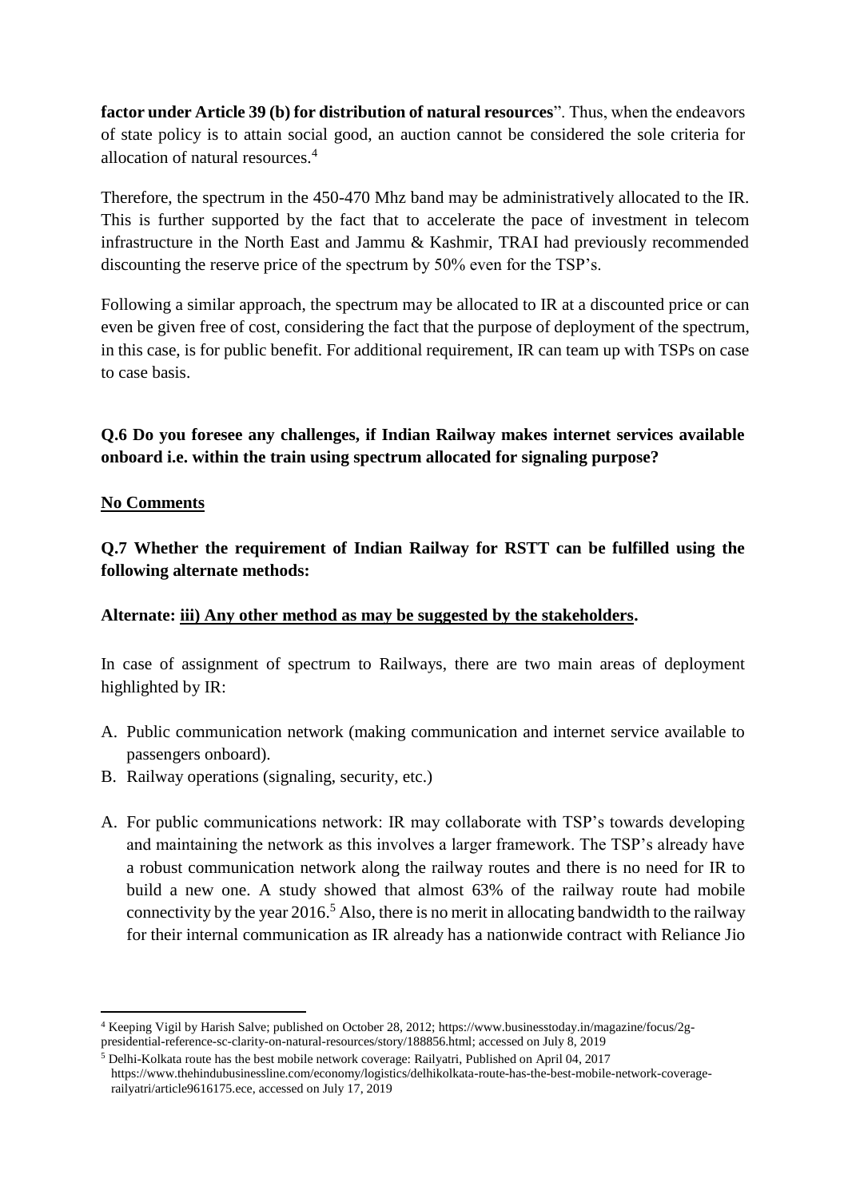**factor under Article 39 (b) for distribution of natural resources**". Thus, when the endeavors of state policy is to attain social good, an auction cannot be considered the sole criteria for allocation of natural resources.[4]

Therefore, the spectrum in the 450-470 Mhz band may be administratively allocated to the IR. This is further supported by the fact that to accelerate the pace of investment in telecom infrastructure in the North East and Jammu & Kashmir, TRAI had previously recommended discounting the reserve price of the spectrum by 50% even for the TSP's.

Following a similar approach, the spectrum may be allocated to IR at a discounted price or can even be given free of cost, considering the fact that the purpose of deployment of the spectrum, in this case, is for public benefit. For additional requirement, IR can team up with TSPs on case to case basis.

**Q.6 Do you foresee any challenges, if Indian Railway makes internet services available onboard i.e. within the train using spectrum allocated for signaling purpose?**

**No Comments**

**Q.7 Whether the requirement of Indian Railway for RSTT can be fulfilled using the following alternate methods:**

**Alternate: iii) Any other method as may be suggested by the stakeholders.**

In case of assignment of spectrum to Railways, there are two main areas of deployment highlighted by IR:

A. Public communication network (making communication and internet service available to passengers onboard).
B. Railway operations (signaling, security, etc.)

A. For public communications network: IR may collaborate with TSP's towards developing and maintaining the network as this involves a larger framework. The TSP's already have a robust communication network along the railway routes and there is no need for IR to build a new one. A study showed that almost 63% of the railway route had mobile connectivity by the year 2016.[5] Also, there is no merit in allocating bandwidth to the railway for their internal communication as IR already has a nationwide contract with Reliance Jio

---

[4] Keeping Vigil by Harish Salve; published on October 28, 2012; https://www.businesstoday.in/magazine/focus/2g-presidential-reference-sc-clarity-on-natural-resources/story/188856.html; accessed on July 8, 2019

[5] Delhi-Kolkata route has the best mobile network coverage: Railyatri, Published on April 04, 2017 https://www.thehindubusinessline.com/economy/logistics/delhikolkata-route-has-the-best-mobile-network-coverage-railyatri/article9616175.ece, accessed on July 17, 2019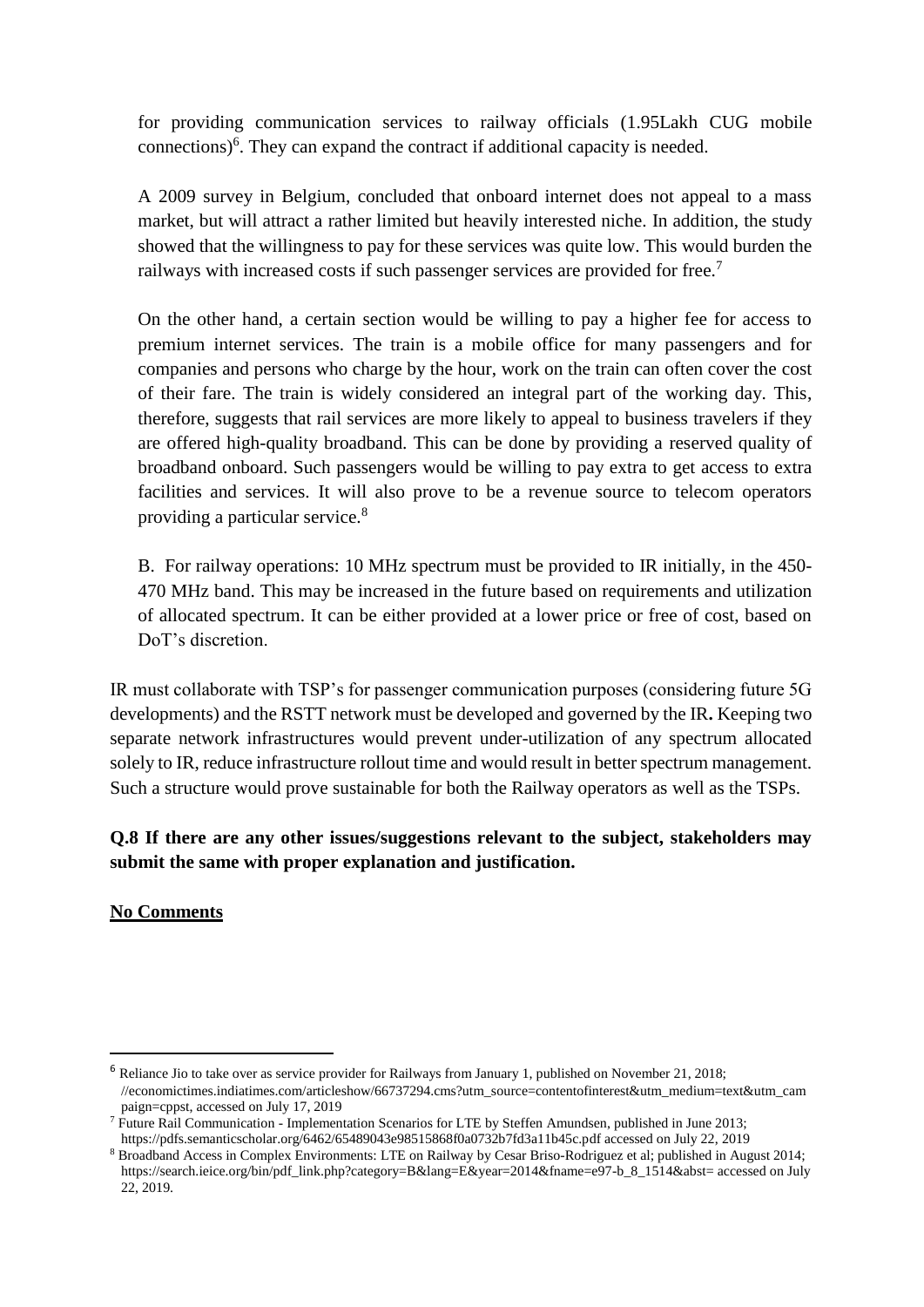for providing communication services to railway officials (1.95Lakh CUG mobile connections)[6]. They can expand the contract if additional capacity is needed.

A 2009 survey in Belgium, concluded that onboard internet does not appeal to a mass market, but will attract a rather limited but heavily interested niche. In addition, the study showed that the willingness to pay for these services was quite low. This would burden the railways with increased costs if such passenger services are provided for free.[7]

On the other hand, a certain section would be willing to pay a higher fee for access to premium internet services. The train is a mobile office for many passengers and for companies and persons who charge by the hour, work on the train can often cover the cost of their fare. The train is widely considered an integral part of the working day. This, therefore, suggests that rail services are more likely to appeal to business travelers if they are offered high-quality broadband. This can be done by providing a reserved quality of broadband onboard. Such passengers would be willing to pay extra to get access to extra facilities and services. It will also prove to be a revenue source to telecom operators providing a particular service.[8]

B. For railway operations: 10 MHz spectrum must be provided to IR initially, in the 450-470 MHz band. This may be increased in the future based on requirements and utilization of allocated spectrum. It can be either provided at a lower price or free of cost, based on DoT's discretion.

IR must collaborate with TSP's for passenger communication purposes (considering future 5G developments) and the RSTT network must be developed and governed by the IR**.** Keeping two separate network infrastructures would prevent under-utilization of any spectrum allocated solely to IR, reduce infrastructure rollout time and would result in better spectrum management. Such a structure would prove sustainable for both the Railway operators as well as the TSPs.

**Q.8 If there are any other issues/suggestions relevant to the subject, stakeholders may submit the same with proper explanation and justification.**

**No Comments**

---

[6] Reliance Jio to take over as service provider for Railways from January 1, published on November 21, 2018; //economictimes.indiatimes.com/articleshow/66737294.cms?utm_source=contentofinterest&utm_medium=text&utm_campaign=cppst, accessed on July 17, 2019

[7] Future Rail Communication - Implementation Scenarios for LTE by Steffen Amundsen, published in June 2013; https://pdfs.semanticscholar.org/6462/65489043e98515868f0a0732b7fd3a11b45c.pdf accessed on July 22, 2019

[8] Broadband Access in Complex Environments: LTE on Railway by Cesar Briso-Rodriguez et al; published in August 2014; https://search.ieice.org/bin/pdf_link.php?category=B&lang=E&year=2014&fname=e97-b_8_1514&abst= accessed on July 22, 2019.